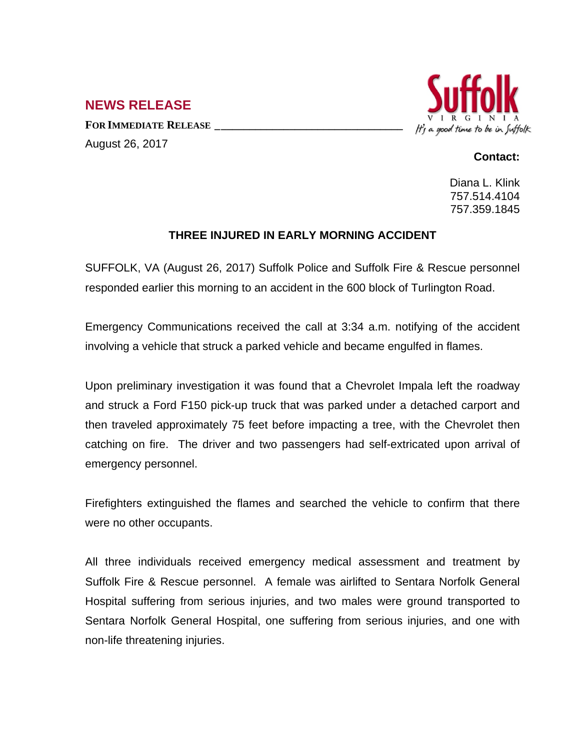## NEWS RELEASE

**FOR IMMEDIATE RELEASE**

August 26, 2017

Suffolk VIRGINIA

*It's a good time to be in Suffolk*

**Contact:**

Diana L. Klink
757.514.4104
757.359.1845

### THREE INJURED IN EARLY MORNING ACCIDENT

SUFFOLK, VA (August 26, 2017) Suffolk Police and Suffolk Fire & Rescue personnel responded earlier this morning to an accident in the 600 block of Turlington Road.

Emergency Communications received the call at 3:34 a.m. notifying of the accident involving a vehicle that struck a parked vehicle and became engulfed in flames.

Upon preliminary investigation it was found that a Chevrolet Impala left the roadway and struck a Ford F150 pick-up truck that was parked under a detached carport and then traveled approximately 75 feet before impacting a tree, with the Chevrolet then catching on fire. The driver and two passengers had self-extricated upon arrival of emergency personnel.

Firefighters extinguished the flames and searched the vehicle to confirm that there were no other occupants.

All three individuals received emergency medical assessment and treatment by Suffolk Fire & Rescue personnel. A female was airlifted to Sentara Norfolk General Hospital suffering from serious injuries, and two males were ground transported to Sentara Norfolk General Hospital, one suffering from serious injuries, and one with non-life threatening injuries.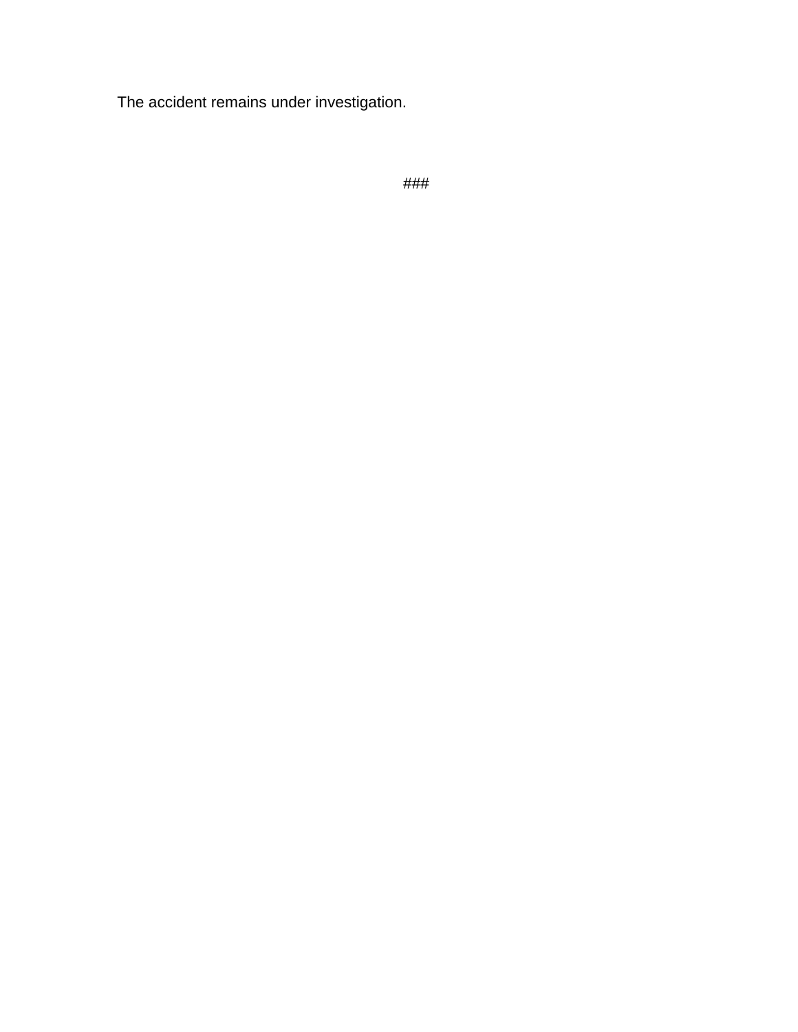The accident remains under investigation.

###